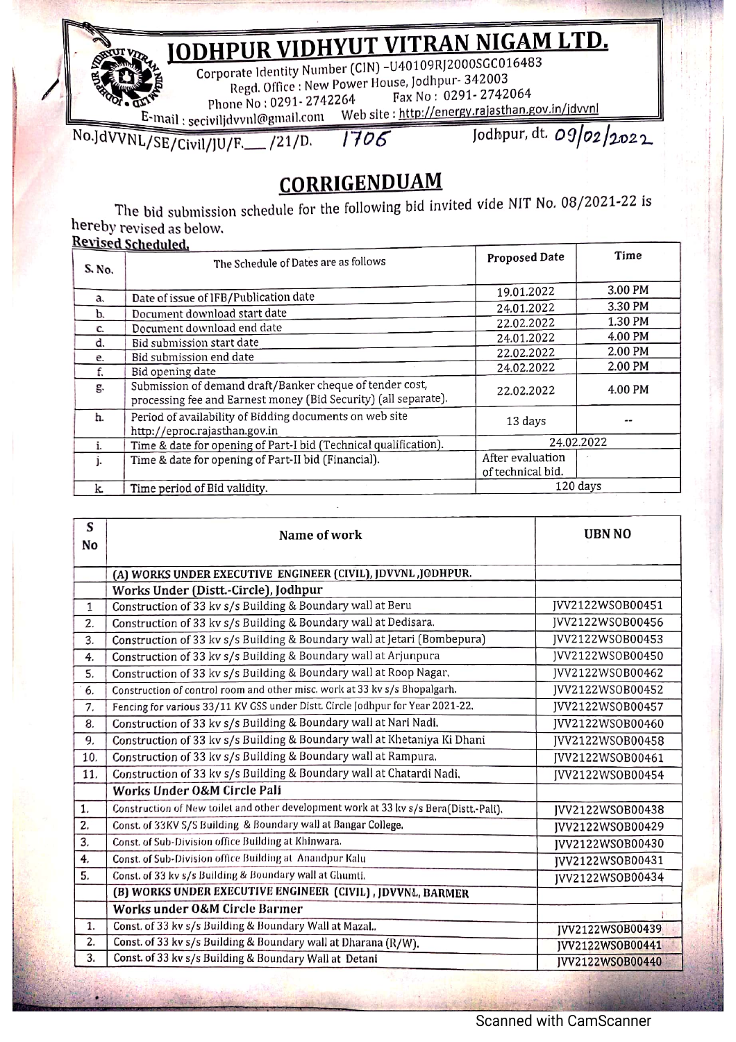# JODHPUR VIDHYUT VITRAN NIGAM LTD.

Corporate Identity Number (CIN) -U40109RJ2000SGC016483
Regd. Office : New Power House, Jodhpur- 342003
Phone No : 0291- 2742264 Fax No : 0291- 2742064
E-mail : seciviljdvvnl@gmail.com Web site : http://energy.rajasthan.gov.in/jdvvnl

No.JdVVNL/SE/Civil/JU/F.\_\_\_/21/D. 1706 Jodhpur, dt. 09/02/2022

## CORRIGENDUAM

The bid submission schedule for the following bid invited vide NIT No. 08/2021-22 is hereby revised as below.

**Revised Scheduled.**

| S. No. | The Schedule of Dates are as follows | Proposed Date | Time |
|---|---|---|---|
| a. | Date of issue of IFB/Publication date | 19.01.2022 | 3.00 PM |
| b. | Document download start date | 24.01.2022 | 3.30 PM |
| c. | Document download end date | 22.02.2022 | 1.30 PM |
| d. | Bid submission start date | 24.01.2022 | 4.00 PM |
| e. | Bid submission end date | 22.02.2022 | 2.00 PM |
| f. | Bid opening date | 24.02.2022 | 2.00 PM |
| g. | Submission of demand draft/Banker cheque of tender cost, processing fee and Earnest money (Bid Security) (all separate). | 22.02.2022 | 4.00 PM |
| h. | Period of availability of Bidding documents on web site http://eproc.rajasthan.gov.in | 13 days | -- |
| i. | Time & date for opening of Part-I bid (Technical qualification). | 24.02.2022 | |
| j. | Time & date for opening of Part-II bid (Financial). | After evaluation of technical bid. | |
| k. | Time period of Bid validity. | 120 days | |

| S No | Name of work | UBN NO |
|---|---|---|
| | **(A) WORKS UNDER EXECUTIVE ENGINEER (CIVIL), JDVVNL ,JODHPUR.** | |
| | **Works Under (Distt.-Circle), Jodhpur** | |
| 1 | Construction of 33 kv s/s Building & Boundary wall at Beru | JVV2122WSOB00451 |
| 2. | Construction of 33 kv s/s Building & Boundary wall at Dedisara. | JVV2122WSOB00456 |
| 3. | Construction of 33 kv s/s Building & Boundary wall at Jetari (Bombepura) | JVV2122WSOB00453 |
| 4. | Construction of 33 kv s/s Building & Boundary wall at Arjunpura | JVV2122WSOB00450 |
| 5. | Construction of 33 kv s/s Building & Boundary wall at Roop Nagar. | JVV2122WSOB00462 |
| 6. | Construction of control room and other misc. work at 33 kv s/s Bhopalgarh. | JVV2122WSOB00452 |
| 7. | Fencing for various 33/11 KV GSS under Distt. Circle Jodhpur for Year 2021-22. | JVV2122WSOB00457 |
| 8. | Construction of 33 kv s/s Building & Boundary wall at Nari Nadi. | JVV2122WSOB00460 |
| 9. | Construction of 33 kv s/s Building & Boundary wall at Khetaniya Ki Dhani | JVV2122WSOB00458 |
| 10. | Construction of 33 kv s/s Building & Boundary wall at Rampura. | JVV2122WSOB00461 |
| 11. | Construction of 33 kv s/s Building & Boundary wall at Chatardi Nadi. | JVV2122WSOB00454 |
| | **Works Under O&M Circle Pali** | |
| 1. | Construction of New toilet and other development work at 33 kv s/s Bera(Distt.-Pali). | JVV2122WSOB00438 |
| 2. | Const. of 33KV S/S Building & Boundary wall at Bangar College. | JVV2122WSOB00429 |
| 3. | Const. of Sub-Division office Building at Khinwara. | JVV2122WSOB00430 |
| 4. | Const. of Sub-Division office Building at Anandpur Kalu | JVV2122WSOB00431 |
| 5. | Const. of 33 kv s/s Building & Boundary wall at Ghumti. | JVV2122WSOB00434 |
| | **(B) WORKS UNDER EXECUTIVE ENGINEER (CIVIL) , JDVVNL, BARMER** | |
| | **Works under O&M Circle Barmer** | |
| 1. | Const. of 33 kv s/s Building & Boundary Wall at Mazal.. | JVV2122WSOB00439 |
| 2. | Const. of 33 kv s/s Building & Boundary wall at Dharana (R/W). | JVV2122WSOB00441 |
| 3. | Const. of 33 kv s/s Building & Boundary Wall at Detani | JVV2122WSOB00440 |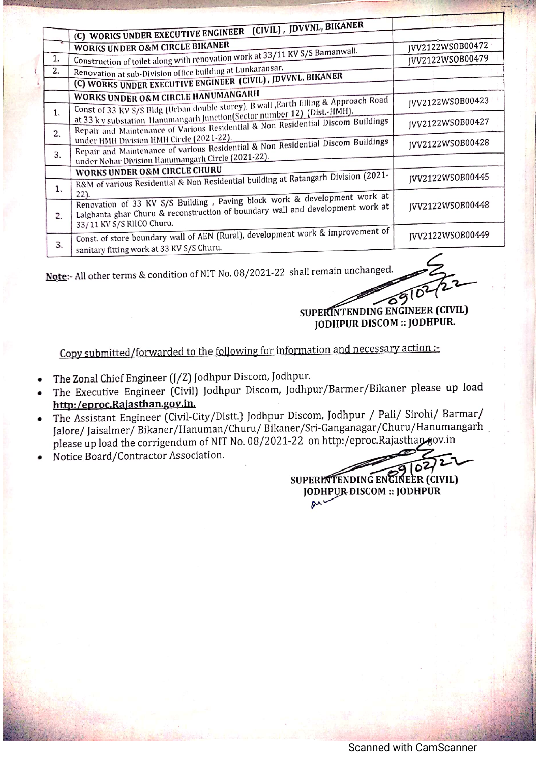| | | |
|---|---|---|
| | (C) WORKS UNDER EXECUTIVE ENGINEER (CIVIL), JDVVNL, BIKANER | |
| | WORKS UNDER O&M CIRCLE BIKANER | |
| 1. | Construction of toilet along with renovation work at 33/11 KV S/S Bamanwali. | JVV2122WSOB00472 |
| 2. | Renovation at sub-Division office building at Lunkaransar. | JVV2122WSOB00479 |
| | (C) WORKS UNDER EXECUTIVE ENGINEER (CIVIL), JDVVNL, BIKANER | |
| | WORKS UNDER O&M CIRCLE HANUMANGARH | |
| 1. | Const of 33 KV S/S Bldg (Urban double storey), B.wall ,Earth filling & Approach Road at 33 k v substation Hanumangarh Junction(Sector number 12) (Dist.-HMH). | JVV2122WSOB00423 |
| 2. | Repair and Maintenance of Various Residential & Non Residential Discom Buildings under HMH Division HMH Circle (2021-22). | JVV2122WSOB00427 |
| 3. | Repair and Maintenance of various Residential & Non Residential Discom Buildings under Nohar Division Hanumangarh Circle (2021-22). | JVV2122WSOB00428 |
| | WORKS UNDER O&M CIRCLE CHURU | |
| 1. | R&M of various Residential & Non Residential building at Ratangarh Division (2021-22). | JVV2122WSOB00445 |
| 2. | Renovation of 33 KV S/S Building , Paving block work & development work at Lalghanta ghar Churu & reconstruction of boundary wall and development work at 33/11 KV S/S RIICO Churu. | JVV2122WSOB00448 |
| 3. | Const. of store boundary wall of AEN (Rural), development work & improvement of sanitary fitting work at 33 KV S/S Churu. | JVV2122WSOB00449 |

Note:- All other terms & condition of NIT No. 08/2021-22 shall remain unchanged.

09/02/22

**SUPERINTENDING ENGINEER (CIVIL)**
**JODHPUR DISCOM :: JODHPUR.**

Copy submitted/forwarded to the following for information and necessary action :-

- The Zonal Chief Engineer (J/Z) Jodhpur Discom, Jodhpur.
- The Executive Engineer (Civil) Jodhpur Discom, Jodhpur/Barmer/Bikaner please up load **http:/eproc.Rajasthan.gov.in.**
- The Assistant Engineer (Civil-City/Distt.) Jodhpur Discom, Jodhpur / Pali/ Sirohi/ Barmar/ Jalore/ Jaisalmer/ Bikaner/Hanuman/Churu/ Bikaner/Sri-Ganganagar/Churu/Hanumangarh please up load the corrigendum of NIT No. 08/2021-22 on http:/eproc.Rajasthan.gov.in
- Notice Board/Contractor Association.

09/02/22

**SUPERINTENDING ENGINEER (CIVIL)**
**JODHPUR DISCOM :: JODHPUR**